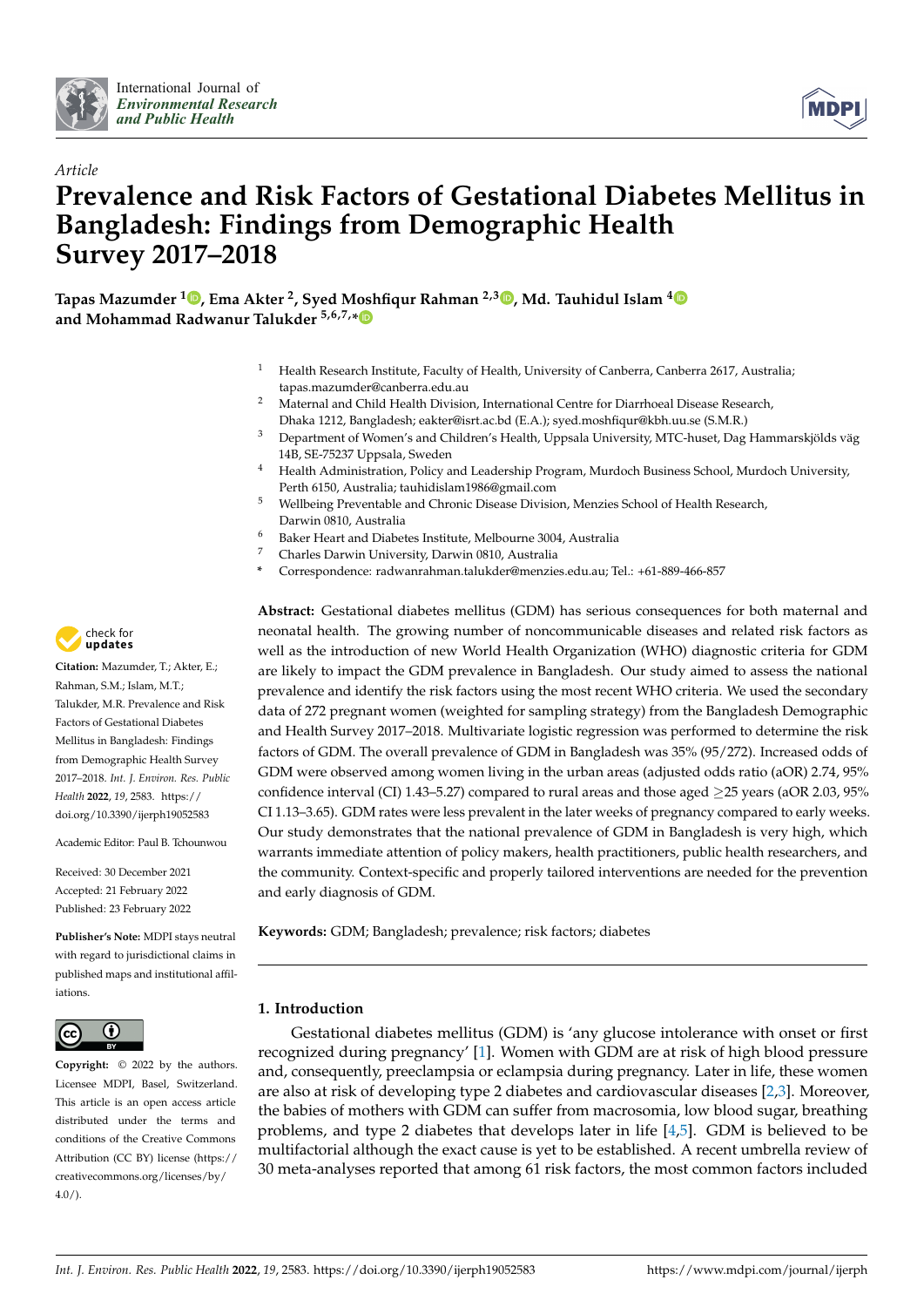Article

# Prevalence and Risk Factors of Gestational Diabetes Mellitus in Bangladesh: Findings from Demographic Health Survey 2017–2018

**Tapas Mazumder [1], Ema Akter [2], Syed Moshfiqur Rahman [2,3], Md. Tauhidul Islam [4] and Mohammad Radwanur Talukder [5,6,7,*]**

[1] Health Research Institute, Faculty of Health, University of Canberra, Canberra 2617, Australia; tapas.mazumder@canberra.edu.au

[2] Maternal and Child Health Division, International Centre for Diarrhoeal Disease Research, Dhaka 1212, Bangladesh; eakter@isrt.ac.bd (E.A.); syed.moshfiqur@kbh.uu.se (S.M.R.)

[3] Department of Women's and Children's Health, Uppsala University, MTC-huset, Dag Hammarskjölds väg 14B, SE-75237 Uppsala, Sweden

[4] Health Administration, Policy and Leadership Program, Murdoch Business School, Murdoch University, Perth 6150, Australia; tauhidislam1986@gmail.com

[5] Wellbeing Preventable and Chronic Disease Division, Menzies School of Health Research, Darwin 0810, Australia

[6] Baker Heart and Diabetes Institute, Melbourne 3004, Australia

[7] Charles Darwin University, Darwin 0810, Australia

[*] Correspondence: radwanrahman.talukder@menzies.edu.au; Tel.: +61-889-466-857

**Citation:** Mazumder, T.; Akter, E.; Rahman, S.M.; Islam, M.T.; Talukder, M.R. Prevalence and Risk Factors of Gestational Diabetes Mellitus in Bangladesh: Findings from Demographic Health Survey 2017–2018. *Int. J. Environ. Res. Public Health* **2022**, *19*, 2583. https://doi.org/10.3390/ijerph19052583

Academic Editor: Paul B. Tchounwou

Received: 30 December 2021
Accepted: 21 February 2022
Published: 23 February 2022

**Publisher's Note:** MDPI stays neutral with regard to jurisdictional claims in published maps and institutional affiliations.

**Copyright:** © 2022 by the authors. Licensee MDPI, Basel, Switzerland. This article is an open access article distributed under the terms and conditions of the Creative Commons Attribution (CC BY) license (https://creativecommons.org/licenses/by/4.0/).

**Abstract:** Gestational diabetes mellitus (GDM) has serious consequences for both maternal and neonatal health. The growing number of noncommunicable diseases and related risk factors as well as the introduction of new World Health Organization (WHO) diagnostic criteria for GDM are likely to impact the GDM prevalence in Bangladesh. Our study aimed to assess the national prevalence and identify the risk factors using the most recent WHO criteria. We used the secondary data of 272 pregnant women (weighted for sampling strategy) from the Bangladesh Demographic and Health Survey 2017–2018. Multivariate logistic regression was performed to determine the risk factors of GDM. The overall prevalence of GDM in Bangladesh was 35% (95/272). Increased odds of GDM were observed among women living in the urban areas (adjusted odds ratio (aOR) 2.74, 95% confidence interval (CI) 1.43–5.27) compared to rural areas and those aged ≥25 years (aOR 2.03, 95% CI 1.13–3.65). GDM rates were less prevalent in the later weeks of pregnancy compared to early weeks. Our study demonstrates that the national prevalence of GDM in Bangladesh is very high, which warrants immediate attention of policy makers, health practitioners, public health researchers, and the community. Context-specific and properly tailored interventions are needed for the prevention and early diagnosis of GDM.

**Keywords:** GDM; Bangladesh; prevalence; risk factors; diabetes

## 1. Introduction

Gestational diabetes mellitus (GDM) is 'any glucose intolerance with onset or first recognized during pregnancy' [1]. Women with GDM are at risk of high blood pressure and, consequently, preeclampsia or eclampsia during pregnancy. Later in life, these women are also at risk of developing type 2 diabetes and cardiovascular diseases [2,3]. Moreover, the babies of mothers with GDM can suffer from macrosomia, low blood sugar, breathing problems, and type 2 diabetes that develops later in life [4,5]. GDM is believed to be multifactorial although the exact cause is yet to be established. A recent umbrella review of 30 meta-analyses reported that among 61 risk factors, the most common factors included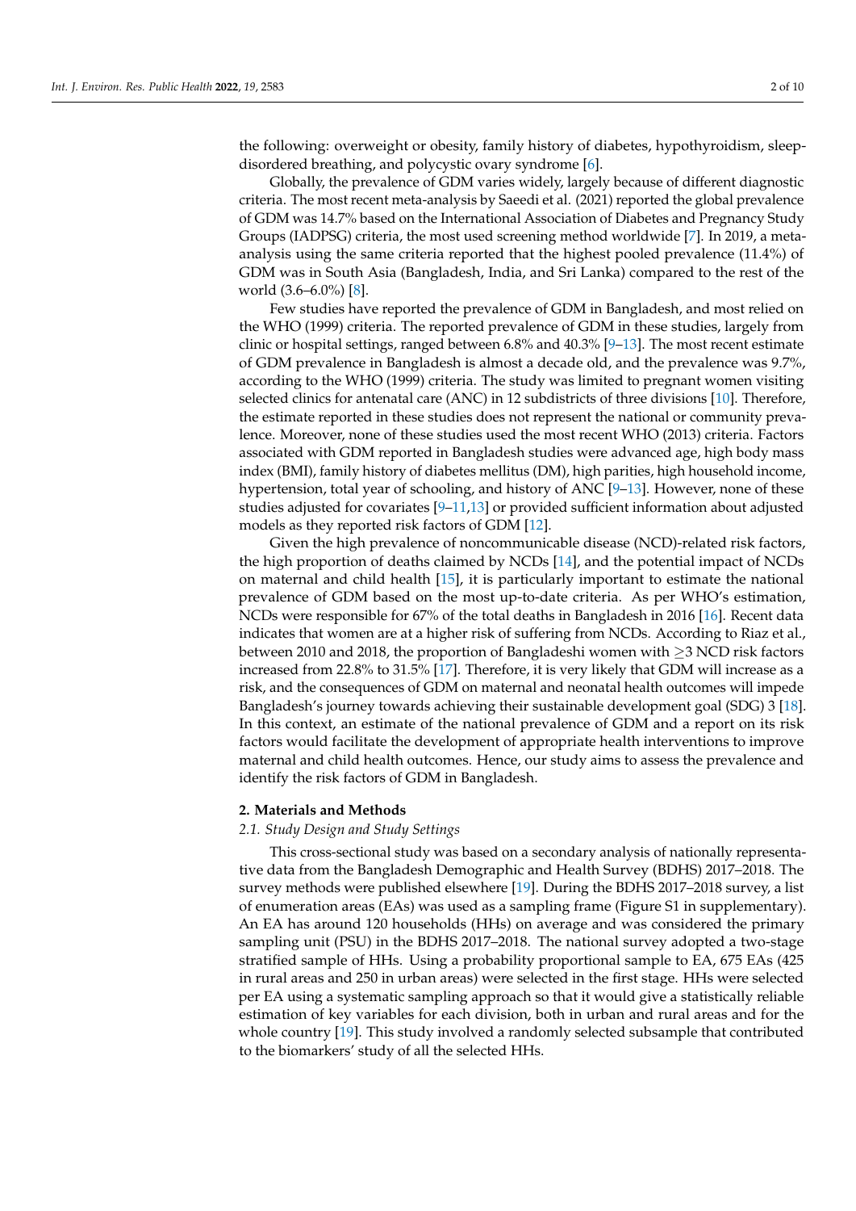the following: overweight or obesity, family history of diabetes, hypothyroidism, sleep-disordered breathing, and polycystic ovary syndrome [6].

Globally, the prevalence of GDM varies widely, largely because of different diagnostic criteria. The most recent meta-analysis by Saeedi et al. (2021) reported the global prevalence of GDM was 14.7% based on the International Association of Diabetes and Pregnancy Study Groups (IADPSG) criteria, the most used screening method worldwide [7]. In 2019, a meta-analysis using the same criteria reported that the highest pooled prevalence (11.4%) of GDM was in South Asia (Bangladesh, India, and Sri Lanka) compared to the rest of the world (3.6–6.0%) [8].

Few studies have reported the prevalence of GDM in Bangladesh, and most relied on the WHO (1999) criteria. The reported prevalence of GDM in these studies, largely from clinic or hospital settings, ranged between 6.8% and 40.3% [9–13]. The most recent estimate of GDM prevalence in Bangladesh is almost a decade old, and the prevalence was 9.7%, according to the WHO (1999) criteria. The study was limited to pregnant women visiting selected clinics for antenatal care (ANC) in 12 subdistricts of three divisions [10]. Therefore, the estimate reported in these studies does not represent the national or community prevalence. Moreover, none of these studies used the most recent WHO (2013) criteria. Factors associated with GDM reported in Bangladesh studies were advanced age, high body mass index (BMI), family history of diabetes mellitus (DM), high parities, high household income, hypertension, total year of schooling, and history of ANC [9–13]. However, none of these studies adjusted for covariates [9–11,13] or provided sufficient information about adjusted models as they reported risk factors of GDM [12].

Given the high prevalence of noncommunicable disease (NCD)-related risk factors, the high proportion of deaths claimed by NCDs [14], and the potential impact of NCDs on maternal and child health [15], it is particularly important to estimate the national prevalence of GDM based on the most up-to-date criteria. As per WHO's estimation, NCDs were responsible for 67% of the total deaths in Bangladesh in 2016 [16]. Recent data indicates that women are at a higher risk of suffering from NCDs. According to Riaz et al., between 2010 and 2018, the proportion of Bangladeshi women with $\geq$3 NCD risk factors increased from 22.8% to 31.5% [17]. Therefore, it is very likely that GDM will increase as a risk, and the consequences of GDM on maternal and neonatal health outcomes will impede Bangladesh's journey towards achieving their sustainable development goal (SDG) 3 [18]. In this context, an estimate of the national prevalence of GDM and a report on its risk factors would facilitate the development of appropriate health interventions to improve maternal and child health outcomes. Hence, our study aims to assess the prevalence and identify the risk factors of GDM in Bangladesh.

## 2. Materials and Methods

### *2.1. Study Design and Study Settings*

This cross-sectional study was based on a secondary analysis of nationally representative data from the Bangladesh Demographic and Health Survey (BDHS) 2017–2018. The survey methods were published elsewhere [19]. During the BDHS 2017–2018 survey, a list of enumeration areas (EAs) was used as a sampling frame (Figure S1 in supplementary). An EA has around 120 households (HHs) on average and was considered the primary sampling unit (PSU) in the BDHS 2017–2018. The national survey adopted a two-stage stratified sample of HHs. Using a probability proportional sample to EA, 675 EAs (425 in rural areas and 250 in urban areas) were selected in the first stage. HHs were selected per EA using a systematic sampling approach so that it would give a statistically reliable estimation of key variables for each division, both in urban and rural areas and for the whole country [19]. This study involved a randomly selected subsample that contributed to the biomarkers' study of all the selected HHs.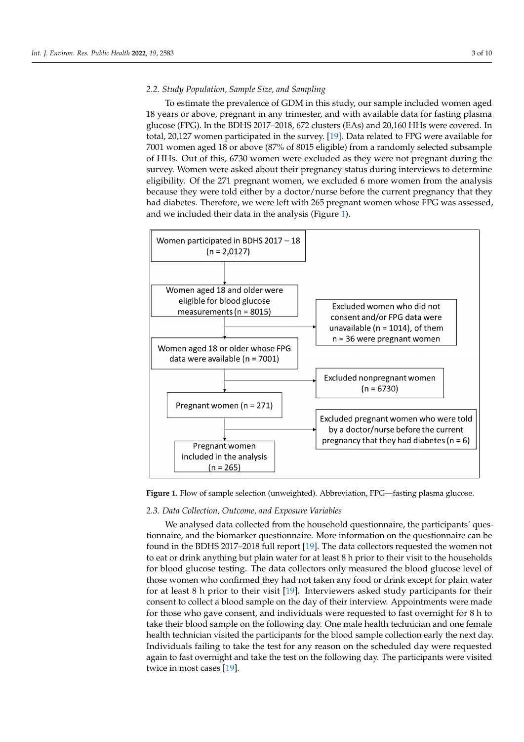### 2.2. Study Population, Sample Size, and Sampling

To estimate the prevalence of GDM in this study, our sample included women aged 18 years or above, pregnant in any trimester, and with available data for fasting plasma glucose (FPG). In the BDHS 2017–2018, 672 clusters (EAs) and 20,160 HHs were covered. In total, 20,127 women participated in the survey. [19]. Data related to FPG were available for 7001 women aged 18 or above (87% of 8015 eligible) from a randomly selected subsample of HHs. Out of this, 6730 women were excluded as they were not pregnant during the survey. Women were asked about their pregnancy status during interviews to determine eligibility. Of the 271 pregnant women, we excluded 6 more women from the analysis because they were told either by a doctor/nurse before the current pregnancy that they had diabetes. Therefore, we were left with 265 pregnant women whose FPG was assessed, and we included their data in the analysis (Figure 1).

Women participated in BDHS 2017 – 18 (n = 2,0127)

→ Women aged 18 and older were eligible for blood glucose measurements (n = 8015)

→ Excluded women who did not consent and/or FPG data were unavailable (n = 1014), of them n = 36 were pregnant women

→ Women aged 18 or older whose FPG data were available (n = 7001)

→ Excluded nonpregnant women (n = 6730)

→ Pregnant women (n = 271)

→ Excluded pregnant women who were told by a doctor/nurse before the current pregnancy that they had diabetes (n = 6)

→ Pregnant women included in the analysis (n = 265)

**Figure 1.** Flow of sample selection (unweighted). Abbreviation, FPG—fasting plasma glucose.

### 2.3. Data Collection, Outcome, and Exposure Variables

We analysed data collected from the household questionnaire, the participants' questionnaire, and the biomarker questionnaire. More information on the questionnaire can be found in the BDHS 2017–2018 full report [19]. The data collectors requested the women not to eat or drink anything but plain water for at least 8 h prior to their visit to the households for blood glucose testing. The data collectors only measured the blood glucose level of those women who confirmed they had not taken any food or drink except for plain water for at least 8 h prior to their visit [19]. Interviewers asked study participants for their consent to collect a blood sample on the day of their interview. Appointments were made for those who gave consent, and individuals were requested to fast overnight for 8 h to take their blood sample on the following day. One male health technician and one female health technician visited the participants for the blood sample collection early the next day. Individuals failing to take the test for any reason on the scheduled day were requested again to fast overnight and take the test on the following day. The participants were visited twice in most cases [19].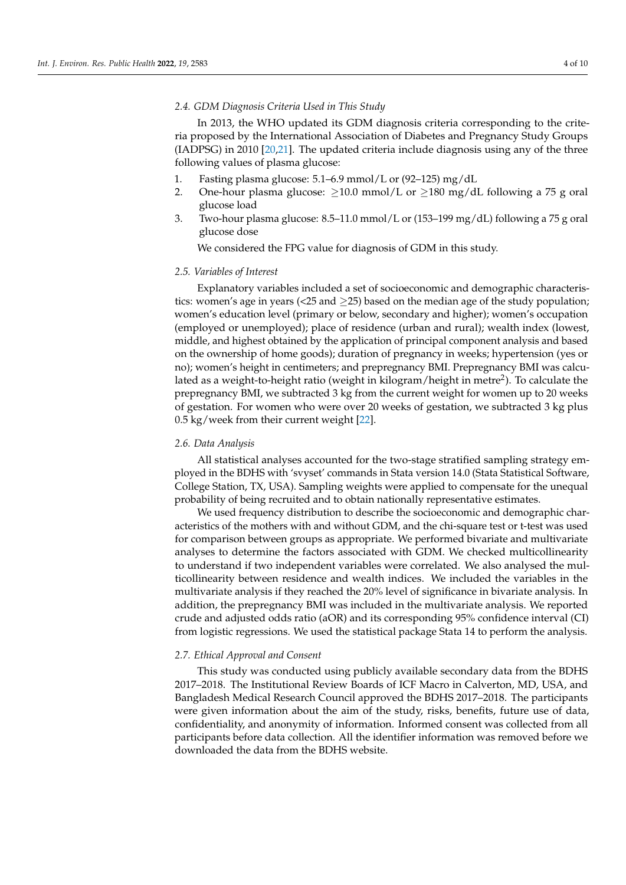### 2.4. GDM Diagnosis Criteria Used in This Study

In 2013, the WHO updated its GDM diagnosis criteria corresponding to the criteria proposed by the International Association of Diabetes and Pregnancy Study Groups (IADPSG) in 2010 [20,21]. The updated criteria include diagnosis using any of the three following values of plasma glucose:

1. Fasting plasma glucose: 5.1–6.9 mmol/L or (92–125) mg/dL
2. One-hour plasma glucose: $\geq$10.0 mmol/L or $\geq$180 mg/dL following a 75 g oral glucose load
3. Two-hour plasma glucose: 8.5–11.0 mmol/L or (153–199 mg/dL) following a 75 g oral glucose dose

We considered the FPG value for diagnosis of GDM in this study.

### 2.5. Variables of Interest

Explanatory variables included a set of socioeconomic and demographic characteristics: women's age in years (<25 and $\geq$25) based on the median age of the study population; women's education level (primary or below, secondary and higher); women's occupation (employed or unemployed); place of residence (urban and rural); wealth index (lowest, middle, and highest obtained by the application of principal component analysis and based on the ownership of home goods); duration of pregnancy in weeks; hypertension (yes or no); women's height in centimeters; and prepregnancy BMI. Prepregnancy BMI was calculated as a weight-to-height ratio (weight in kilogram/height in metre$^2$). To calculate the prepregnancy BMI, we subtracted 3 kg from the current weight for women up to 20 weeks of gestation. For women who were over 20 weeks of gestation, we subtracted 3 kg plus 0.5 kg/week from their current weight [22].

### 2.6. Data Analysis

All statistical analyses accounted for the two-stage stratified sampling strategy employed in the BDHS with 'svyset' commands in Stata version 14.0 (Stata Statistical Software, College Station, TX, USA). Sampling weights were applied to compensate for the unequal probability of being recruited and to obtain nationally representative estimates.

We used frequency distribution to describe the socioeconomic and demographic characteristics of the mothers with and without GDM, and the chi-square test or t-test was used for comparison between groups as appropriate. We performed bivariate and multivariate analyses to determine the factors associated with GDM. We checked multicollinearity to understand if two independent variables were correlated. We also analysed the multicollinearity between residence and wealth indices. We included the variables in the multivariate analysis if they reached the 20% level of significance in bivariate analysis. In addition, the prepregnancy BMI was included in the multivariate analysis. We reported crude and adjusted odds ratio (aOR) and its corresponding 95% confidence interval (CI) from logistic regressions. We used the statistical package Stata 14 to perform the analysis.

### 2.7. Ethical Approval and Consent

This study was conducted using publicly available secondary data from the BDHS 2017–2018. The Institutional Review Boards of ICF Macro in Calverton, MD, USA, and Bangladesh Medical Research Council approved the BDHS 2017–2018. The participants were given information about the aim of the study, risks, benefits, future use of data, confidentiality, and anonymity of information. Informed consent was collected from all participants before data collection. All the identifier information was removed before we downloaded the data from the BDHS website.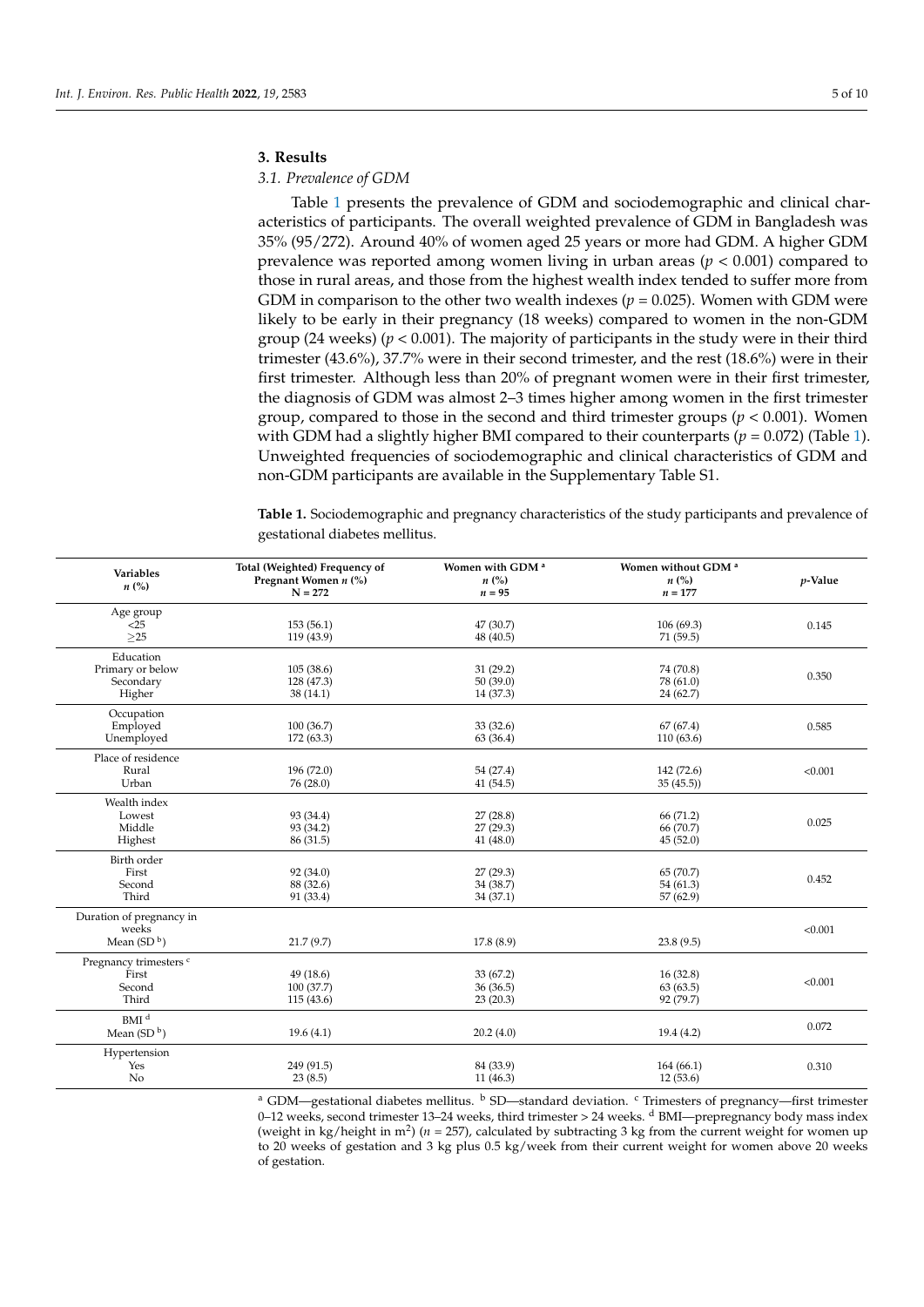## 3. Results

### 3.1. Prevalence of GDM

Table 1 presents the prevalence of GDM and sociodemographic and clinical characteristics of participants. The overall weighted prevalence of GDM in Bangladesh was 35% (95/272). Around 40% of women aged 25 years or more had GDM. A higher GDM prevalence was reported among women living in urban areas ($p < 0.001$) compared to those in rural areas, and those from the highest wealth index tended to suffer more from GDM in comparison to the other two wealth indexes ($p = 0.025$). Women with GDM were likely to be early in their pregnancy (18 weeks) compared to women in the non-GDM group (24 weeks) ($p < 0.001$). The majority of participants in the study were in their third trimester (43.6%), 37.7% were in their second trimester, and the rest (18.6%) were in their first trimester. Although less than 20% of pregnant women were in their first trimester, the diagnosis of GDM was almost 2–3 times higher among women in the first trimester group, compared to those in the second and third trimester groups ($p < 0.001$). Women with GDM had a slightly higher BMI compared to their counterparts ($p = 0.072$) (Table 1). Unweighted frequencies of sociodemographic and clinical characteristics of GDM and non-GDM participants are available in the Supplementary Table S1.

**Table 1.** Sociodemographic and pregnancy characteristics of the study participants and prevalence of gestational diabetes mellitus.

| Variables *n* (%) | Total (Weighted) Frequency of Pregnant Women *n* (%) N = 272 | Women with GDM [a] *n* (%) *n* = 95 | Women without GDM [a] *n* (%) *n* = 177 | *p*-Value |
|---|---|---|---|---|
| Age group | | | | |
| <25 | 153 (56.1) | 47 (30.7) | 106 (69.3) | 0.145 |
| ≥25 | 119 (43.9) | 48 (40.5) | 71 (59.5) | |
| Education | | | | |
| Primary or below | 105 (38.6) | 31 (29.2) | 74 (70.8) | 0.350 |
| Secondary | 128 (47.3) | 50 (39.0) | 78 (61.0) | |
| Higher | 38 (14.1) | 14 (37.3) | 24 (62.7) | |
| Occupation | | | | |
| Employed | 100 (36.7) | 33 (32.6) | 67 (67.4) | 0.585 |
| Unemployed | 172 (63.3) | 63 (36.4) | 110 (63.6) | |
| Place of residence | | | | |
| Rural | 196 (72.0) | 54 (27.4) | 142 (72.6) | <0.001 |
| Urban | 76 (28.0) | 41 (54.5) | 35 (45.5)) | |
| Wealth index | | | | |
| Lowest | 93 (34.4) | 27 (28.8) | 66 (71.2) | 0.025 |
| Middle | 93 (34.2) | 27 (29.3) | 66 (70.7) | |
| Highest | 86 (31.5) | 41 (48.0) | 45 (52.0) | |
| Birth order | | | | |
| First | 92 (34.0) | 27 (29.3) | 65 (70.7) | 0.452 |
| Second | 88 (32.6) | 34 (38.7) | 54 (61.3) | |
| Third | 91 (33.4) | 34 (37.1) | 57 (62.9) | |
| Duration of pregnancy in weeks | | | | <0.001 |
| Mean (SD [b]) | 21.7 (9.7) | 17.8 (8.9) | 23.8 (9.5) | |
| Pregnancy trimesters [c] | | | | |
| First | 49 (18.6) | 33 (67.2) | 16 (32.8) | <0.001 |
| Second | 100 (37.7) | 36 (36.5) | 63 (63.5) | |
| Third | 115 (43.6) | 23 (20.3) | 92 (79.7) | |
| BMI [d] | | | | 0.072 |
| Mean (SD [b]) | 19.6 (4.1) | 20.2 (4.0) | 19.4 (4.2) | |
| Hypertension | | | | |
| Yes | 249 (91.5) | 84 (33.9) | 164 (66.1) | 0.310 |
| No | 23 (8.5) | 11 (46.3) | 12 (53.6) | |

[a] GDM—gestational diabetes mellitus. [b] SD—standard deviation. [c] Trimesters of pregnancy—first trimester 0–12 weeks, second trimester 13–24 weeks, third trimester > 24 weeks. [d] BMI—prepregnancy body mass index (weight in kg/height in m$^2$) ($n = 257$), calculated by subtracting 3 kg from the current weight for women up to 20 weeks of gestation and 3 kg plus 0.5 kg/week from their current weight for women above 20 weeks of gestation.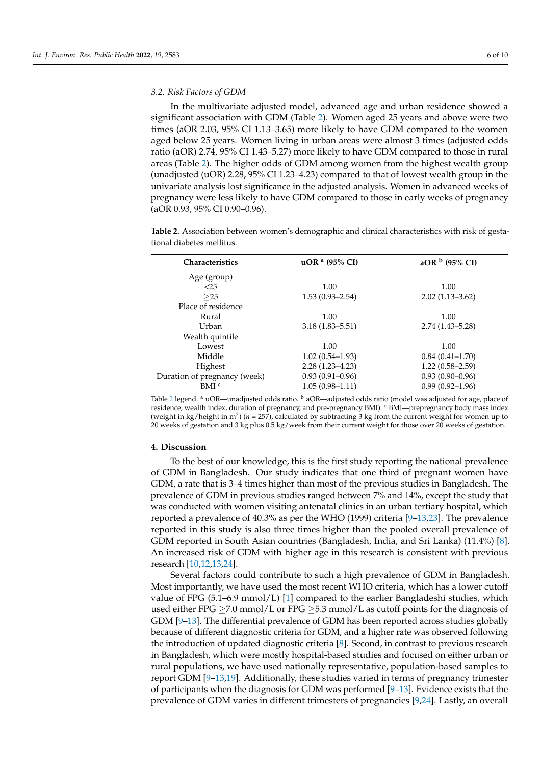### 3.2. Risk Factors of GDM

In the multivariate adjusted model, advanced age and urban residence showed a significant association with GDM (Table 2). Women aged 25 years and above were two times (aOR 2.03, 95% CI 1.13–3.65) more likely to have GDM compared to the women aged below 25 years. Women living in urban areas were almost 3 times (adjusted odds ratio (aOR) 2.74, 95% CI 1.43–5.27) more likely to have GDM compared to those in rural areas (Table 2). The higher odds of GDM among women from the highest wealth group (unadjusted (uOR) 2.28, 95% CI 1.23–4.23) compared to that of lowest wealth group in the univariate analysis lost significance in the adjusted analysis. Women in advanced weeks of pregnancy were less likely to have GDM compared to those in early weeks of pregnancy (aOR 0.93, 95% CI 0.90–0.96).

**Table 2.** Association between women's demographic and clinical characteristics with risk of gestational diabetes mellitus.

| Characteristics | uOR [a] (95% CI) | aOR [b] (95% CI) |
|---|---|---|
| Age (group) | | |
| <25 | 1.00 | 1.00 |
| ≥25 | 1.53 (0.93–2.54) | 2.02 (1.13–3.62) |
| Place of residence | | |
| Rural | 1.00 | 1.00 |
| Urban | 3.18 (1.83–5.51) | 2.74 (1.43–5.28) |
| Wealth quintile | | |
| Lowest | 1.00 | 1.00 |
| Middle | 1.02 (0.54–1.93) | 0.84 (0.41–1.70) |
| Highest | 2.28 (1.23–4.23) | 1.22 (0.58–2.59) |
| Duration of pregnancy (week) | 0.93 (0.91–0.96) | 0.93 (0.90–0.96) |
| BMI [c] | 1.05 (0.98–1.11) | 0.99 (0.92–1.96) |

Table 2 legend. [a] uOR—unadjusted odds ratio. [b] aOR—adjusted odds ratio (model was adjusted for age, place of residence, wealth index, duration of pregnancy, and pre-pregnancy BMI). [c] BMI—prepregnancy body mass index (weight in kg/height in $m^2$) ($n$ = 257), calculated by subtracting 3 kg from the current weight for women up to 20 weeks of gestation and 3 kg plus 0.5 kg/week from their current weight for those over 20 weeks of gestation.

## 4. Discussion

To the best of our knowledge, this is the first study reporting the national prevalence of GDM in Bangladesh. Our study indicates that one third of pregnant women have GDM, a rate that is 3–4 times higher than most of the previous studies in Bangladesh. The prevalence of GDM in previous studies ranged between 7% and 14%, except the study that was conducted with women visiting antenatal clinics in an urban tertiary hospital, which reported a prevalence of 40.3% as per the WHO (1999) criteria [9–13,23]. The prevalence reported in this study is also three times higher than the pooled overall prevalence of GDM reported in South Asian countries (Bangladesh, India, and Sri Lanka) (11.4%) [8]. An increased risk of GDM with higher age in this research is consistent with previous research [10,12,13,24].

Several factors could contribute to such a high prevalence of GDM in Bangladesh. Most importantly, we have used the most recent WHO criteria, which has a lower cutoff value of FPG (5.1–6.9 mmol/L) [1] compared to the earlier Bangladeshi studies, which used either FPG ≥7.0 mmol/L or FPG ≥5.3 mmol/L as cutoff points for the diagnosis of GDM [9–13]. The differential prevalence of GDM has been reported across studies globally because of different diagnostic criteria for GDM, and a higher rate was observed following the introduction of updated diagnostic criteria [8]. Second, in contrast to previous research in Bangladesh, which were mostly hospital-based studies and focused on either urban or rural populations, we have used nationally representative, population-based samples to report GDM [9–13,19]. Additionally, these studies varied in terms of pregnancy trimester of participants when the diagnosis for GDM was performed [9–13]. Evidence exists that the prevalence of GDM varies in different trimesters of pregnancies [9,24]. Lastly, an overall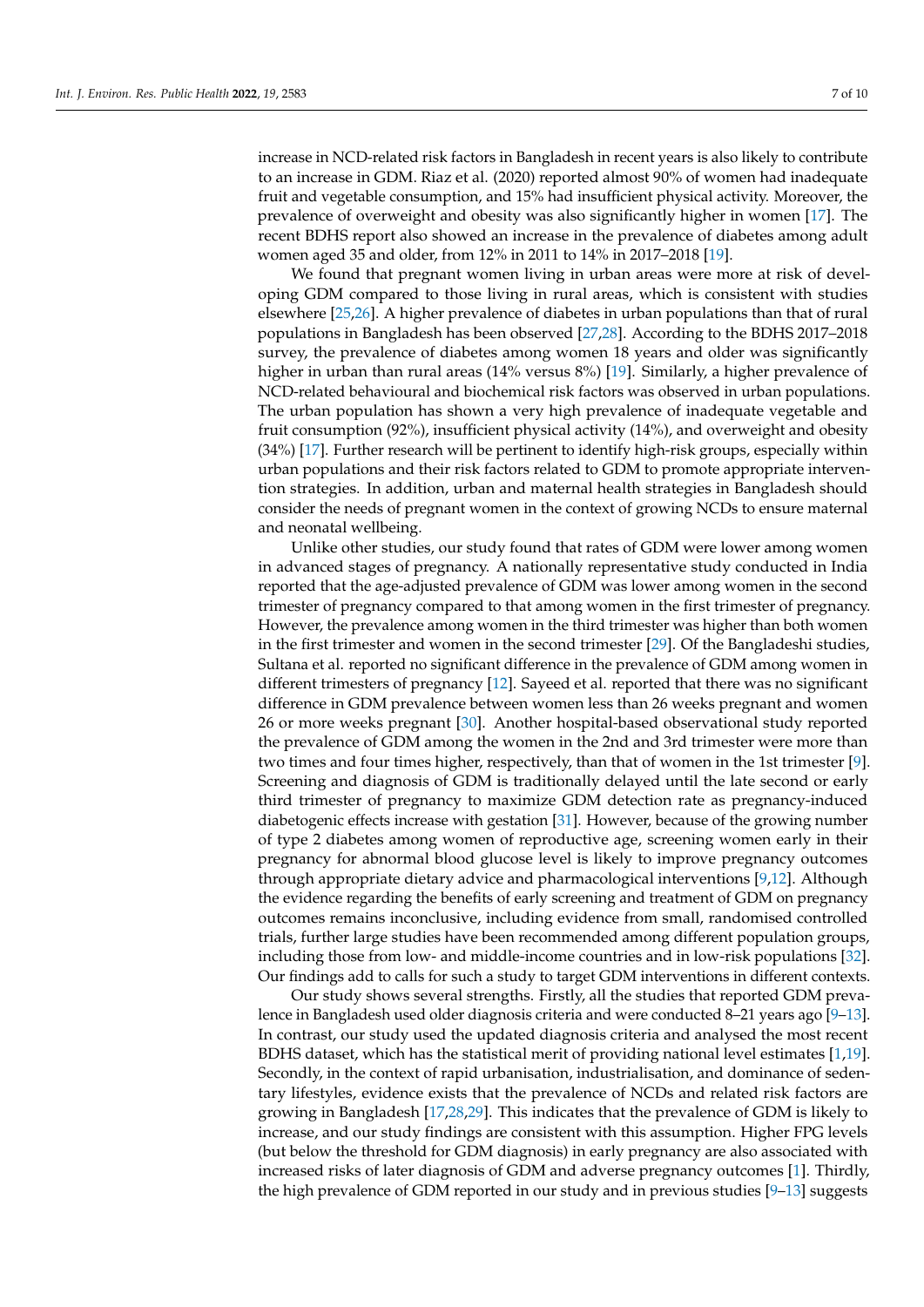increase in NCD-related risk factors in Bangladesh in recent years is also likely to contribute to an increase in GDM. Riaz et al. (2020) reported almost 90% of women had inadequate fruit and vegetable consumption, and 15% had insufficient physical activity. Moreover, the prevalence of overweight and obesity was also significantly higher in women [17]. The recent BDHS report also showed an increase in the prevalence of diabetes among adult women aged 35 and older, from 12% in 2011 to 14% in 2017–2018 [19].

We found that pregnant women living in urban areas were more at risk of developing GDM compared to those living in rural areas, which is consistent with studies elsewhere [25,26]. A higher prevalence of diabetes in urban populations than that of rural populations in Bangladesh has been observed [27,28]. According to the BDHS 2017–2018 survey, the prevalence of diabetes among women 18 years and older was significantly higher in urban than rural areas (14% versus 8%) [19]. Similarly, a higher prevalence of NCD-related behavioural and biochemical risk factors was observed in urban populations. The urban population has shown a very high prevalence of inadequate vegetable and fruit consumption (92%), insufficient physical activity (14%), and overweight and obesity (34%) [17]. Further research will be pertinent to identify high-risk groups, especially within urban populations and their risk factors related to GDM to promote appropriate intervention strategies. In addition, urban and maternal health strategies in Bangladesh should consider the needs of pregnant women in the context of growing NCDs to ensure maternal and neonatal wellbeing.

Unlike other studies, our study found that rates of GDM were lower among women in advanced stages of pregnancy. A nationally representative study conducted in India reported that the age-adjusted prevalence of GDM was lower among women in the second trimester of pregnancy compared to that among women in the first trimester of pregnancy. However, the prevalence among women in the third trimester was higher than both women in the first trimester and women in the second trimester [29]. Of the Bangladeshi studies, Sultana et al. reported no significant difference in the prevalence of GDM among women in different trimesters of pregnancy [12]. Sayeed et al. reported that there was no significant difference in GDM prevalence between women less than 26 weeks pregnant and women 26 or more weeks pregnant [30]. Another hospital-based observational study reported the prevalence of GDM among the women in the 2nd and 3rd trimester were more than two times and four times higher, respectively, than that of women in the 1st trimester [9]. Screening and diagnosis of GDM is traditionally delayed until the late second or early third trimester of pregnancy to maximize GDM detection rate as pregnancy-induced diabetogenic effects increase with gestation [31]. However, because of the growing number of type 2 diabetes among women of reproductive age, screening women early in their pregnancy for abnormal blood glucose level is likely to improve pregnancy outcomes through appropriate dietary advice and pharmacological interventions [9,12]. Although the evidence regarding the benefits of early screening and treatment of GDM on pregnancy outcomes remains inconclusive, including evidence from small, randomised controlled trials, further large studies have been recommended among different population groups, including those from low- and middle-income countries and in low-risk populations [32]. Our findings add to calls for such a study to target GDM interventions in different contexts.

Our study shows several strengths. Firstly, all the studies that reported GDM prevalence in Bangladesh used older diagnosis criteria and were conducted 8–21 years ago [9–13]. In contrast, our study used the updated diagnosis criteria and analysed the most recent BDHS dataset, which has the statistical merit of providing national level estimates [1,19]. Secondly, in the context of rapid urbanisation, industrialisation, and dominance of sedentary lifestyles, evidence exists that the prevalence of NCDs and related risk factors are growing in Bangladesh [17,28,29]. This indicates that the prevalence of GDM is likely to increase, and our study findings are consistent with this assumption. Higher FPG levels (but below the threshold for GDM diagnosis) in early pregnancy are also associated with increased risks of later diagnosis of GDM and adverse pregnancy outcomes [1]. Thirdly, the high prevalence of GDM reported in our study and in previous studies [9–13] suggests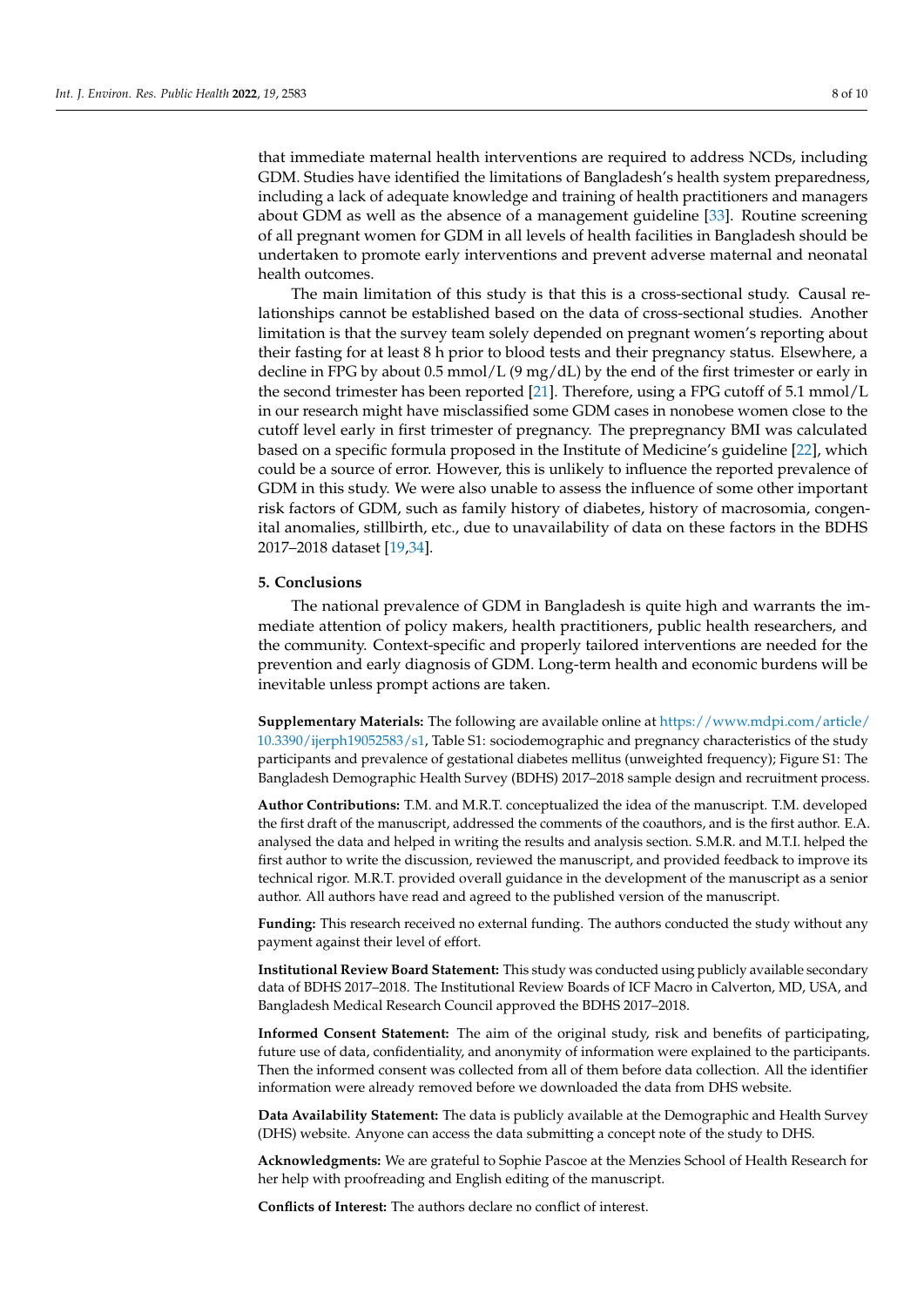that immediate maternal health interventions are required to address NCDs, including GDM. Studies have identified the limitations of Bangladesh's health system preparedness, including a lack of adequate knowledge and training of health practitioners and managers about GDM as well as the absence of a management guideline [33]. Routine screening of all pregnant women for GDM in all levels of health facilities in Bangladesh should be undertaken to promote early interventions and prevent adverse maternal and neonatal health outcomes.

The main limitation of this study is that this is a cross-sectional study. Causal relationships cannot be established based on the data of cross-sectional studies. Another limitation is that the survey team solely depended on pregnant women's reporting about their fasting for at least 8 h prior to blood tests and their pregnancy status. Elsewhere, a decline in FPG by about 0.5 mmol/L (9 mg/dL) by the end of the first trimester or early in the second trimester has been reported [21]. Therefore, using a FPG cutoff of 5.1 mmol/L in our research might have misclassified some GDM cases in nonobese women close to the cutoff level early in first trimester of pregnancy. The prepregnancy BMI was calculated based on a specific formula proposed in the Institute of Medicine's guideline [22], which could be a source of error. However, this is unlikely to influence the reported prevalence of GDM in this study. We were also unable to assess the influence of some other important risk factors of GDM, such as family history of diabetes, history of macrosomia, congenital anomalies, stillbirth, etc., due to unavailability of data on these factors in the BDHS 2017–2018 dataset [19,34].

## 5. Conclusions

The national prevalence of GDM in Bangladesh is quite high and warrants the immediate attention of policy makers, health practitioners, public health researchers, and the community. Context-specific and properly tailored interventions are needed for the prevention and early diagnosis of GDM. Long-term health and economic burdens will be inevitable unless prompt actions are taken.

**Supplementary Materials:** The following are available online at https://www.mdpi.com/article/10.3390/ijerph19052583/s1, Table S1: sociodemographic and pregnancy characteristics of the study participants and prevalence of gestational diabetes mellitus (unweighted frequency); Figure S1: The Bangladesh Demographic Health Survey (BDHS) 2017–2018 sample design and recruitment process.

**Author Contributions:** T.M. and M.R.T. conceptualized the idea of the manuscript. T.M. developed the first draft of the manuscript, addressed the comments of the coauthors, and is the first author. E.A. analysed the data and helped in writing the results and analysis section. S.M.R. and M.T.I. helped the first author to write the discussion, reviewed the manuscript, and provided feedback to improve its technical rigor. M.R.T. provided overall guidance in the development of the manuscript as a senior author. All authors have read and agreed to the published version of the manuscript.

**Funding:** This research received no external funding. The authors conducted the study without any payment against their level of effort.

**Institutional Review Board Statement:** This study was conducted using publicly available secondary data of BDHS 2017–2018. The Institutional Review Boards of ICF Macro in Calverton, MD, USA, and Bangladesh Medical Research Council approved the BDHS 2017–2018.

**Informed Consent Statement:** The aim of the original study, risk and benefits of participating, future use of data, confidentiality, and anonymity of information were explained to the participants. Then the informed consent was collected from all of them before data collection. All the identifier information were already removed before we downloaded the data from DHS website.

**Data Availability Statement:** The data is publicly available at the Demographic and Health Survey (DHS) website. Anyone can access the data submitting a concept note of the study to DHS.

**Acknowledgments:** We are grateful to Sophie Pascoe at the Menzies School of Health Research for her help with proofreading and English editing of the manuscript.

**Conflicts of Interest:** The authors declare no conflict of interest.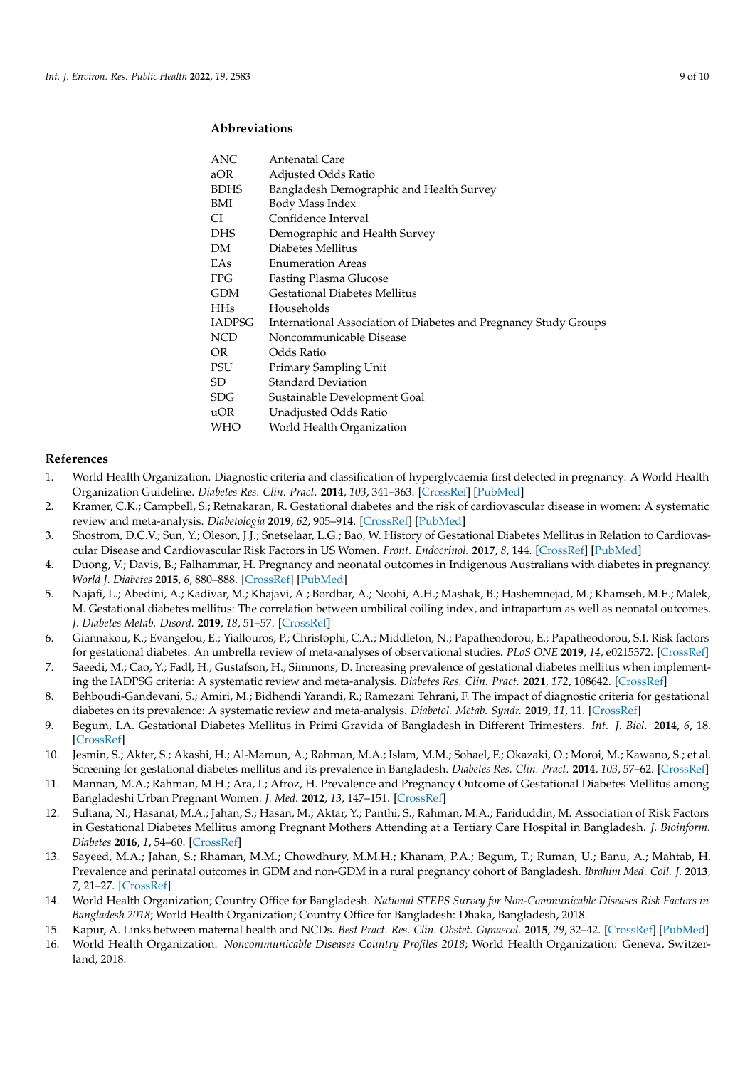## Abbreviations

| | |
|---|---|
| ANC | Antenatal Care |
| aOR | Adjusted Odds Ratio |
| BDHS | Bangladesh Demographic and Health Survey |
| BMI | Body Mass Index |
| CI | Confidence Interval |
| DHS | Demographic and Health Survey |
| DM | Diabetes Mellitus |
| EAs | Enumeration Areas |
| FPG | Fasting Plasma Glucose |
| GDM | Gestational Diabetes Mellitus |
| HHs | Households |
| IADPSG | International Association of Diabetes and Pregnancy Study Groups |
| NCD | Noncommunicable Disease |
| OR | Odds Ratio |
| PSU | Primary Sampling Unit |
| SD | Standard Deviation |
| SDG | Sustainable Development Goal |
| uOR | Unadjusted Odds Ratio |
| WHO | World Health Organization |

## References

1. World Health Organization. Diagnostic criteria and classification of hyperglycaemia first detected in pregnancy: A World Health Organization Guideline. *Diabetes Res. Clin. Pract.* **2014**, *103*, 341–363. [CrossRef] [PubMed]
2. Kramer, C.K.; Campbell, S.; Retnakaran, R. Gestational diabetes and the risk of cardiovascular disease in women: A systematic review and meta-analysis. *Diabetologia* **2019**, *62*, 905–914. [CrossRef] [PubMed]
3. Shostrom, D.C.V.; Sun, Y.; Oleson, J.J.; Snetselaar, L.G.; Bao, W. History of Gestational Diabetes Mellitus in Relation to Cardiovascular Disease and Cardiovascular Risk Factors in US Women. *Front. Endocrinol.* **2017**, *8*, 144. [CrossRef] [PubMed]
4. Duong, V.; Davis, B.; Falhammar, H. Pregnancy and neonatal outcomes in Indigenous Australians with diabetes in pregnancy. *World J. Diabetes* **2015**, *6*, 880–888. [CrossRef] [PubMed]
5. Najafi, L.; Abedini, A.; Kadivar, M.; Khajavi, A.; Bordbar, A.; Noohi, A.H.; Mashak, B.; Hashemnejad, M.; Khamseh, M.E.; Malek, M. Gestational diabetes mellitus: The correlation between umbilical coiling index, and intrapartum as well as neonatal outcomes. *J. Diabetes Metab. Disord.* **2019**, *18*, 51–57. [CrossRef]
6. Giannakou, K.; Evangelou, E.; Yiallouros, P.; Christophi, C.A.; Middleton, N.; Papatheodorou, E.; Papatheodorou, S.I. Risk factors for gestational diabetes: An umbrella review of meta-analyses of observational studies. *PLoS ONE* **2019**, *14*, e0215372. [CrossRef]
7. Saeedi, M.; Cao, Y.; Fadl, H.; Gustafson, H.; Simmons, D. Increasing prevalence of gestational diabetes mellitus when implementing the IADPSG criteria: A systematic review and meta-analysis. *Diabetes Res. Clin. Pract.* **2021**, *172*, 108642. [CrossRef]
8. Behboudi-Gandevani, S.; Amiri, M.; Bidhendi Yarandi, R.; Ramezani Tehrani, F. The impact of diagnostic criteria for gestational diabetes on its prevalence: A systematic review and meta-analysis. *Diabetol. Metab. Syndr.* **2019**, *11*, 11. [CrossRef]
9. Begum, I.A. Gestational Diabetes Mellitus in Primi Gravida of Bangladesh in Different Trimesters. *Int. J. Biol.* **2014**, *6*, 18. [CrossRef]
10. Jesmin, S.; Akter, S.; Akashi, H.; Al-Mamun, A.; Rahman, M.A.; Islam, M.M.; Sohael, F.; Okazaki, O.; Moroi, M.; Kawano, S.; et al. Screening for gestational diabetes mellitus and its prevalence in Bangladesh. *Diabetes Res. Clin. Pract.* **2014**, *103*, 57–62. [CrossRef]
11. Mannan, M.A.; Rahman, M.H.; Ara, I.; Afroz, H. Prevalence and Pregnancy Outcome of Gestational Diabetes Mellitus among Bangladeshi Urban Pregnant Women. *J. Med.* **2012**, *13*, 147–151. [CrossRef]
12. Sultana, N.; Hasanat, M.A.; Jahan, S.; Hasan, M.; Aktar, Y.; Panthi, S.; Rahman, M.A.; Fariduddin, M. Association of Risk Factors in Gestational Diabetes Mellitus among Pregnant Mothers Attending at a Tertiary Care Hospital in Bangladesh. *J. Bioinform. Diabetes* **2016**, *1*, 54–60. [CrossRef]
13. Sayeed, M.A.; Jahan, S.; Rhaman, M.M.; Chowdhury, M.M.H.; Khanam, P.A.; Begum, T.; Ruman, U.; Banu, A.; Mahtab, H. Prevalence and perinatal outcomes in GDM and non-GDM in a rural pregnancy cohort of Bangladesh. *Ibrahim Med. Coll. J.* **2013**, *7*, 21–27. [CrossRef]
14. World Health Organization; Country Office for Bangladesh. *National STEPS Survey for Non-Communicable Diseases Risk Factors in Bangladesh 2018*; World Health Organization; Country Office for Bangladesh: Dhaka, Bangladesh, 2018.
15. Kapur, A. Links between maternal health and NCDs. *Best Pract. Res. Clin. Obstet. Gynaecol.* **2015**, *29*, 32–42. [CrossRef] [PubMed]
16. World Health Organization. *Noncommunicable Diseases Country Profiles 2018*; World Health Organization: Geneva, Switzerland, 2018.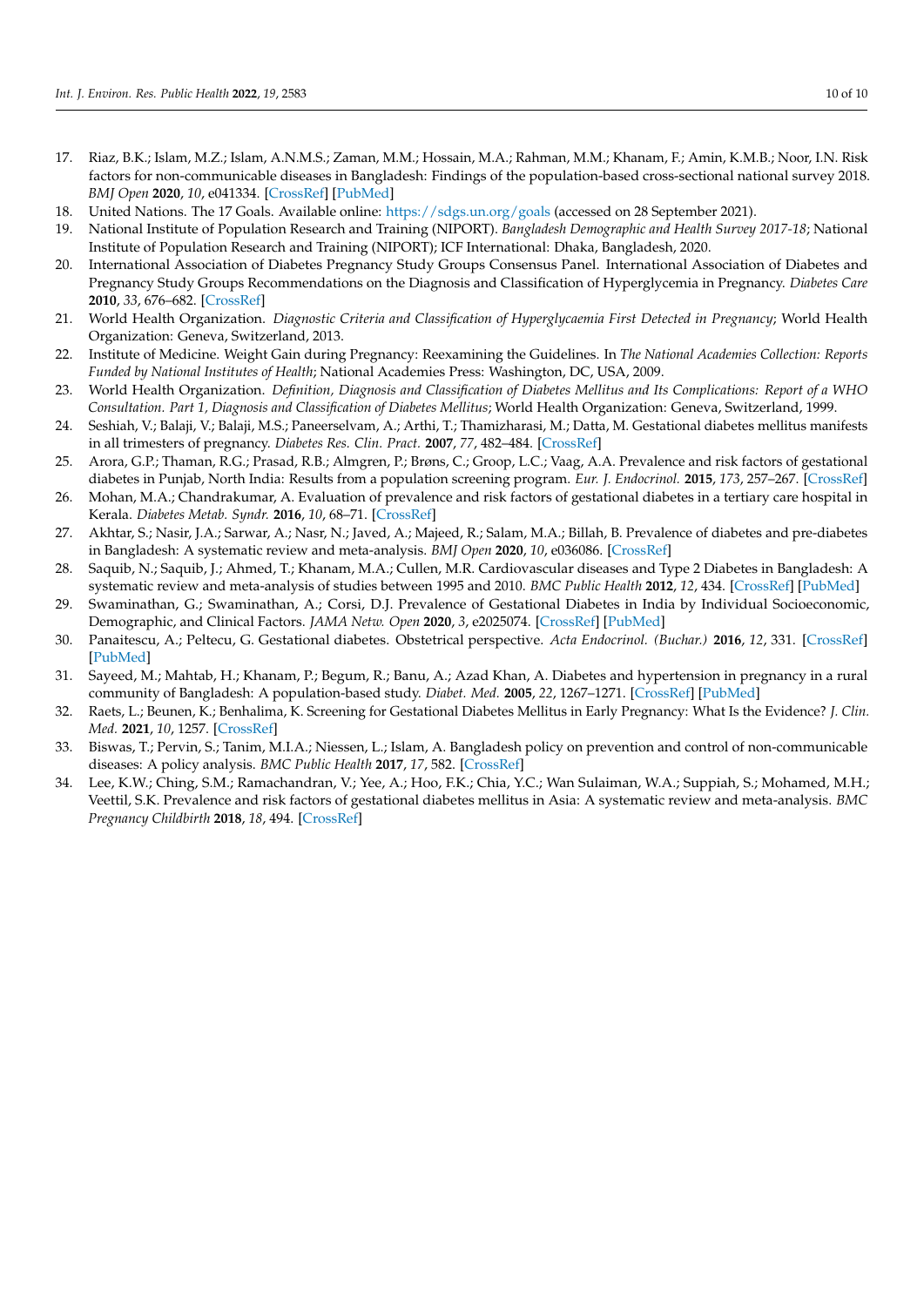17. Riaz, B.K.; Islam, M.Z.; Islam, A.N.M.S.; Zaman, M.M.; Hossain, M.A.; Rahman, M.M.; Khanam, F.; Amin, K.M.B.; Noor, I.N. Risk factors for non-communicable diseases in Bangladesh: Findings of the population-based cross-sectional national survey 2018. *BMJ Open* **2020**, *10*, e041334. [CrossRef] [PubMed]
18. United Nations. The 17 Goals. Available online: https://sdgs.un.org/goals (accessed on 28 September 2021).
19. National Institute of Population Research and Training (NIPORT). *Bangladesh Demographic and Health Survey 2017-18*; National Institute of Population Research and Training (NIPORT); ICF International: Dhaka, Bangladesh, 2020.
20. International Association of Diabetes Pregnancy Study Groups Consensus Panel. International Association of Diabetes and Pregnancy Study Groups Recommendations on the Diagnosis and Classification of Hyperglycemia in Pregnancy. *Diabetes Care* **2010**, *33*, 676–682. [CrossRef]
21. World Health Organization. *Diagnostic Criteria and Classification of Hyperglycaemia First Detected in Pregnancy*; World Health Organization: Geneva, Switzerland, 2013.
22. Institute of Medicine. Weight Gain during Pregnancy: Reexamining the Guidelines. In *The National Academies Collection: Reports Funded by National Institutes of Health*; National Academies Press: Washington, DC, USA, 2009.
23. World Health Organization. *Definition, Diagnosis and Classification of Diabetes Mellitus and Its Complications: Report of a WHO Consultation. Part 1, Diagnosis and Classification of Diabetes Mellitus*; World Health Organization: Geneva, Switzerland, 1999.
24. Seshiah, V.; Balaji, V.; Balaji, M.S.; Paneerselvam, A.; Arthi, T.; Thamizharasi, M.; Datta, M. Gestational diabetes mellitus manifests in all trimesters of pregnancy. *Diabetes Res. Clin. Pract.* **2007**, *77*, 482–484. [CrossRef]
25. Arora, G.P.; Thaman, R.G.; Prasad, R.B.; Almgren, P.; Brøns, C.; Groop, L.C.; Vaag, A.A. Prevalence and risk factors of gestational diabetes in Punjab, North India: Results from a population screening program. *Eur. J. Endocrinol.* **2015**, *173*, 257–267. [CrossRef]
26. Mohan, M.A.; Chandrakumar, A. Evaluation of prevalence and risk factors of gestational diabetes in a tertiary care hospital in Kerala. *Diabetes Metab. Syndr.* **2016**, *10*, 68–71. [CrossRef]
27. Akhtar, S.; Nasir, J.A.; Sarwar, A.; Nasr, N.; Javed, A.; Majeed, R.; Salam, M.A.; Billah, B. Prevalence of diabetes and pre-diabetes in Bangladesh: A systematic review and meta-analysis. *BMJ Open* **2020**, *10*, e036086. [CrossRef]
28. Saquib, N.; Saquib, J.; Ahmed, T.; Khanam, M.A.; Cullen, M.R. Cardiovascular diseases and Type 2 Diabetes in Bangladesh: A systematic review and meta-analysis of studies between 1995 and 2010. *BMC Public Health* **2012**, *12*, 434. [CrossRef] [PubMed]
29. Swaminathan, G.; Swaminathan, A.; Corsi, D.J. Prevalence of Gestational Diabetes in India by Individual Socioeconomic, Demographic, and Clinical Factors. *JAMA Netw. Open* **2020**, *3*, e2025074. [CrossRef] [PubMed]
30. Panaitescu, A.; Peltecu, G. Gestational diabetes. Obstetrical perspective. *Acta Endocrinol. (Buchar.)* **2016**, *12*, 331. [CrossRef] [PubMed]
31. Sayeed, M.; Mahtab, H.; Khanam, P.; Begum, R.; Banu, A.; Azad Khan, A. Diabetes and hypertension in pregnancy in a rural community of Bangladesh: A population-based study. *Diabet. Med.* **2005**, *22*, 1267–1271. [CrossRef] [PubMed]
32. Raets, L.; Beunen, K.; Benhalima, K. Screening for Gestational Diabetes Mellitus in Early Pregnancy: What Is the Evidence? *J. Clin. Med.* **2021**, *10*, 1257. [CrossRef]
33. Biswas, T.; Pervin, S.; Tanim, M.I.A.; Niessen, L.; Islam, A. Bangladesh policy on prevention and control of non-communicable diseases: A policy analysis. *BMC Public Health* **2017**, *17*, 582. [CrossRef]
34. Lee, K.W.; Ching, S.M.; Ramachandran, V.; Yee, A.; Hoo, F.K.; Chia, Y.C.; Wan Sulaiman, W.A.; Suppiah, S.; Mohamed, M.H.; Veettil, S.K. Prevalence and risk factors of gestational diabetes mellitus in Asia: A systematic review and meta-analysis. *BMC Pregnancy Childbirth* **2018**, *18*, 494. [CrossRef]